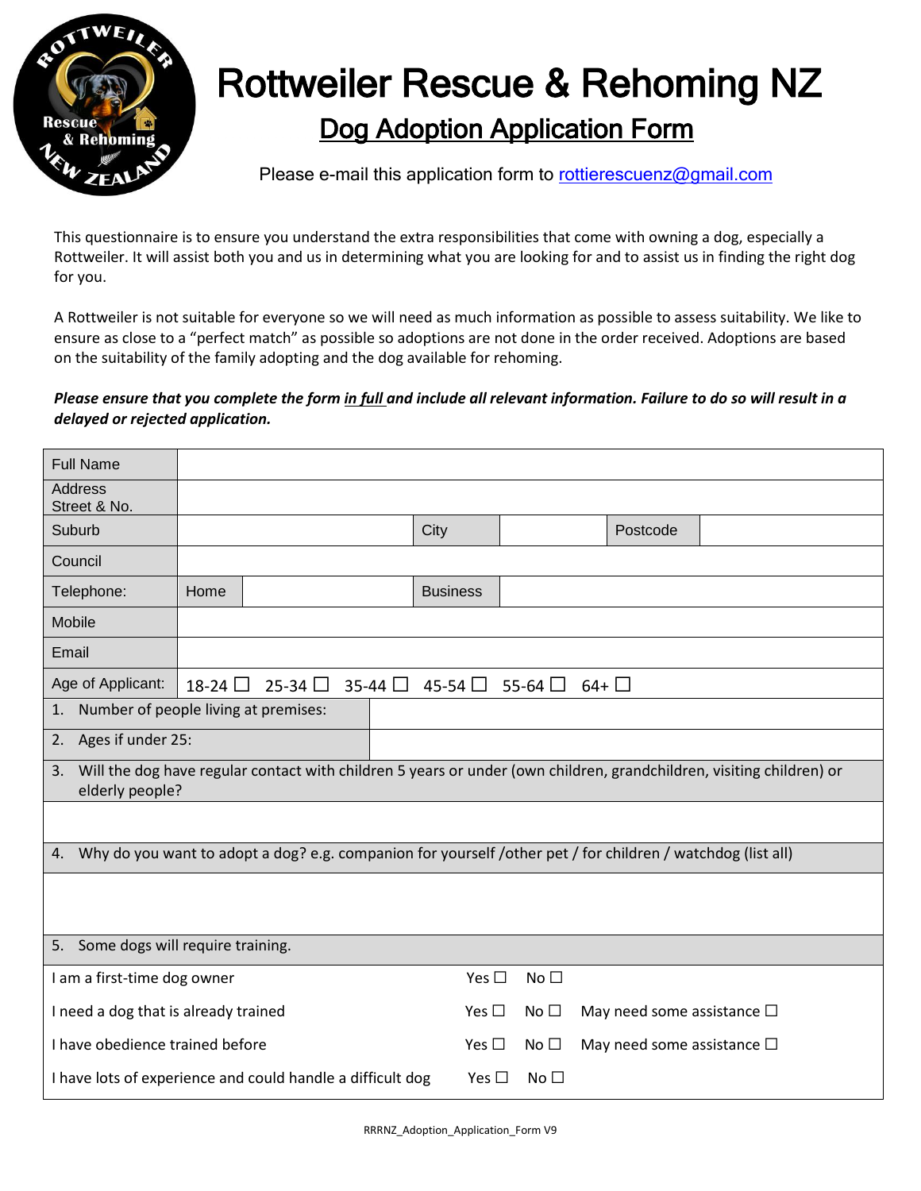# Rottweiler Rescue & Rehoming NZ

## Dog Adoption Application Form

Please e-mail this application form to rottierescuenz@gmail.com

This questionnaire is to ensure you understand the extra responsibilities that come with owning a dog, especially a Rottweiler. It will assist both you and us in determining what you are looking for and to assist us in finding the right dog for you.

A Rottweiler is not suitable for everyone so we will need as much information as possible to assess suitability. We like to ensure as close to a "perfect match" as possible so adoptions are not done in the order received. Adoptions are based on the suitability of the family adopting and the dog available for rehoming.

***Please ensure that you complete the form in full and include all relevant information. Failure to do so will result in a delayed or rejected application.***

| Full Name | | | | | |
|---|---|---|---|---|---|
| Address Street & No. | | | | | |
| Suburb | | City | | Postcode | |
| Council | | | | | |
| Telephone: | Home | | Business | | |
| Mobile | | | | | |
| Email | | | | | |
| Age of Applicant: | 18-24 ☐ 25-34 ☐ 35-44 ☐ 45-54 ☐ 55-64 ☐ 64+ ☐ | | | | |

| 1. Number of people living at premises: | |
|---|---|
| 2. Ages if under 25: | |

3. Will the dog have regular contact with children 5 years or under (own children, grandchildren, visiting children) or elderly people?

4. Why do you want to adopt a dog? e.g. companion for yourself /other pet / for children / watchdog (list all)

5. Some dogs will require training.

| | | | |
|---|---|---|---|
| I am a first-time dog owner | Yes ☐ | No ☐ | |
| I need a dog that is already trained | Yes ☐ | No ☐ | May need some assistance ☐ |
| I have obedience trained before | Yes ☐ | No ☐ | May need some assistance ☐ |
| I have lots of experience and could handle a difficult dog | Yes ☐ | No ☐ | |

RRRNZ_Adoption_Application_Form V9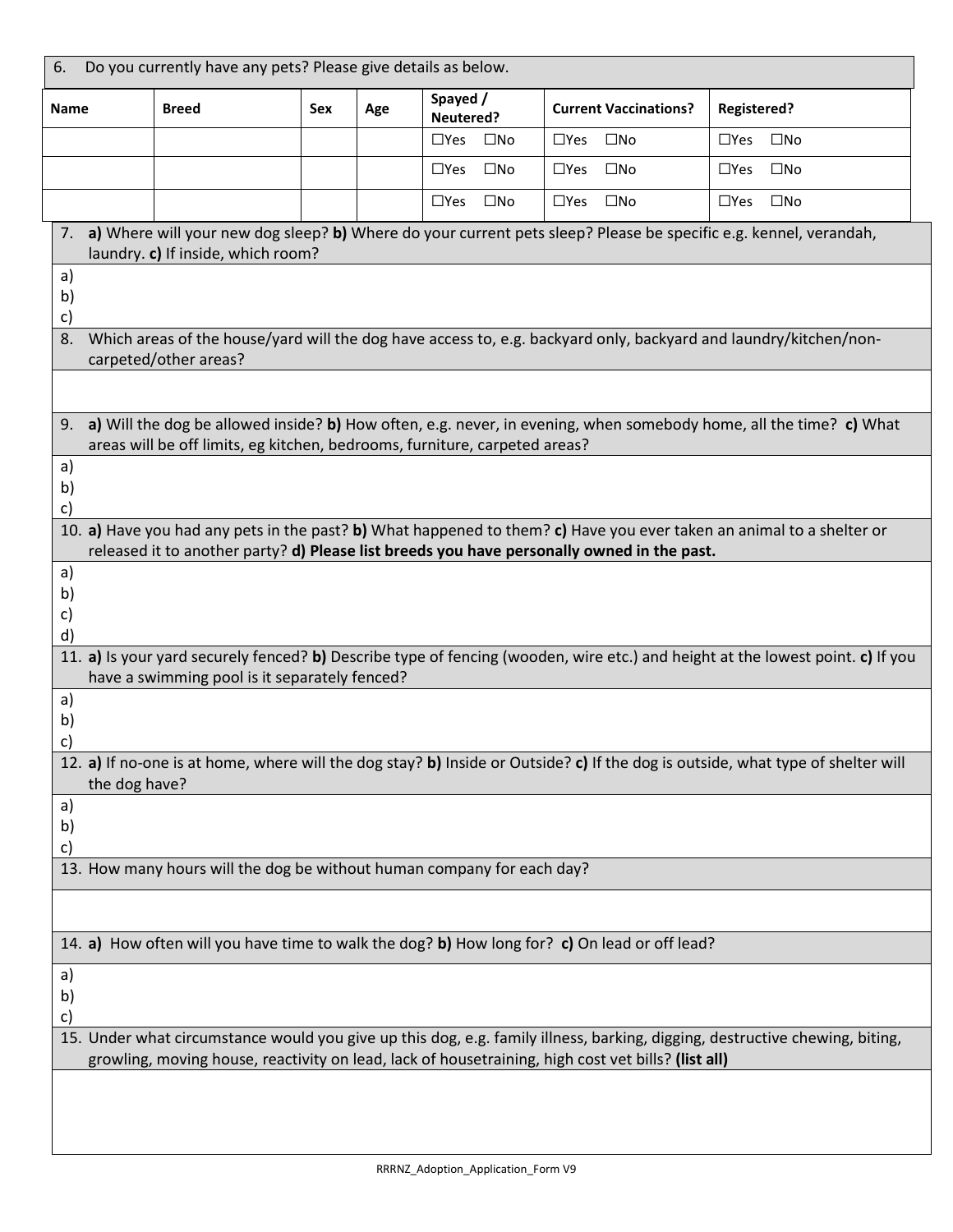6. Do you currently have any pets? Please give details as below.

| Name | Breed | Sex | Age | Spayed / Neutered? | Current Vaccinations? | Registered? |
|---|---|---|---|---|---|---|
| | | | | ☐Yes ☐No | ☐Yes ☐No | ☐Yes ☐No |
| | | | | ☐Yes ☐No | ☐Yes ☐No | ☐Yes ☐No |
| | | | | ☐Yes ☐No | ☐Yes ☐No | ☐Yes ☐No |

7. **a)** Where will your new dog sleep? **b)** Where do your current pets sleep? Please be specific e.g. kennel, verandah, laundry. **c)** If inside, which room?

a)
b)
c)

8. Which areas of the house/yard will the dog have access to, e.g. backyard only, backyard and laundry/kitchen/non-carpeted/other areas?

9. **a)** Will the dog be allowed inside? **b)** How often, e.g. never, in evening, when somebody home, all the time? **c)** What areas will be off limits, eg kitchen, bedrooms, furniture, carpeted areas?

a)
b)
c)

10. **a)** Have you had any pets in the past? **b)** What happened to them? **c)** Have you ever taken an animal to a shelter or released it to another party? **d) Please list breeds you have personally owned in the past.**

a)
b)
c)
d)

11. **a)** Is your yard securely fenced? **b)** Describe type of fencing (wooden, wire etc.) and height at the lowest point. **c)** If you have a swimming pool is it separately fenced?

a)
b)
c)

12. **a)** If no-one is at home, where will the dog stay? **b)** Inside or Outside? **c)** If the dog is outside, what type of shelter will the dog have?

a)
b)
c)

13. How many hours will the dog be without human company for each day?

14. **a)** How often will you have time to walk the dog? **b)** How long for? **c)** On lead or off lead?

a)
b)
c)

15. Under what circumstance would you give up this dog, e.g. family illness, barking, digging, destructive chewing, biting, growling, moving house, reactivity on lead, lack of housetraining, high cost vet bills? **(list all)**

RRRNZ_Adoption_Application_Form V9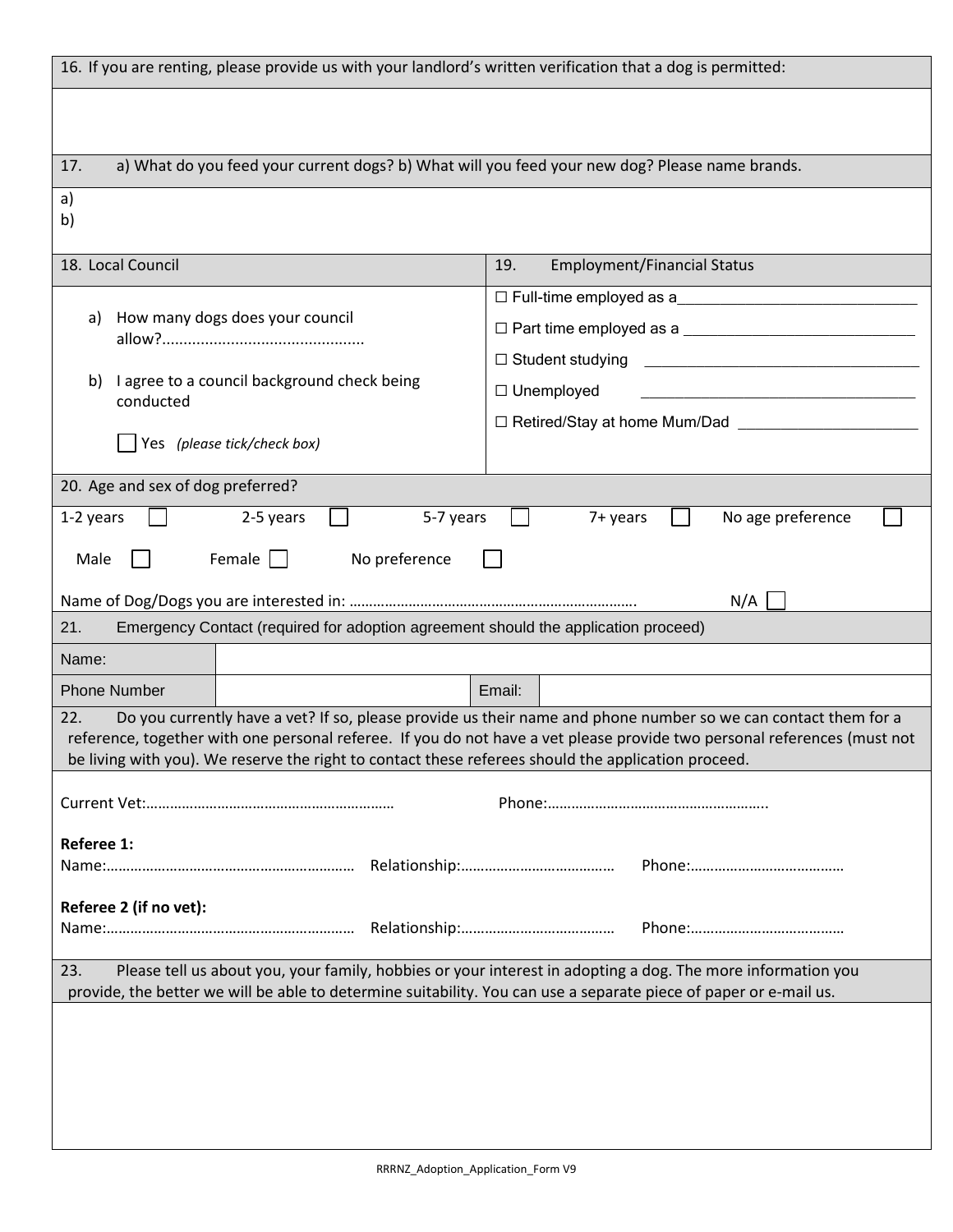16. If you are renting, please provide us with your landlord's written verification that a dog is permitted:

17. a) What do you feed your current dogs? b) What will you feed your new dog? Please name brands.

a)
b)

| 18. Local Council | 19. Employment/Financial Status |
|---|---|
| a) How many dogs does your council allow?............................................... | ☐ Full-time employed as a_____________________________ |
| b) I agree to a council background check being conducted | ☐ Part time employed as a ____________________________ |
| ☐ Yes *(please tick/check box)* | ☐ Student studying __________________________________ |
| | ☐ Unemployed __________________________________ |
| | ☐ Retired/Stay at home Mum/Dad ______________________ |

20. Age and sex of dog preferred?

1-2 years ☐ 2-5 years ☐ 5-7 years ☐ 7+ years ☐ No age preference ☐

Male ☐ Female ☐ No preference ☐

Name of Dog/Dogs you are interested in: ……………………………………………………………… N/A ☐

21. Emergency Contact (required for adoption agreement should the application proceed)

| Name: | | | |
|---|---|---|---|
| Phone Number | | Email: | |

22. Do you currently have a vet? If so, please provide us their name and phone number so we can contact them for a reference, together with one personal referee. If you do not have a vet please provide two personal references (must not be living with you). We reserve the right to contact these referees should the application proceed.

Current Vet:……………………………………………………… Phone:……………………………………………….

**Referee 1:**
Name:……………………………………………………… Relationship:………………………………… Phone:…………………………………

**Referee 2 (if no vet):**
Name:……………………………………………………… Relationship:………………………………… Phone:…………………………………

23. Please tell us about you, your family, hobbies or your interest in adopting a dog. The more information you provide, the better we will be able to determine suitability. You can use a separate piece of paper or e-mail us.

RRRNZ_Adoption_Application_Form V9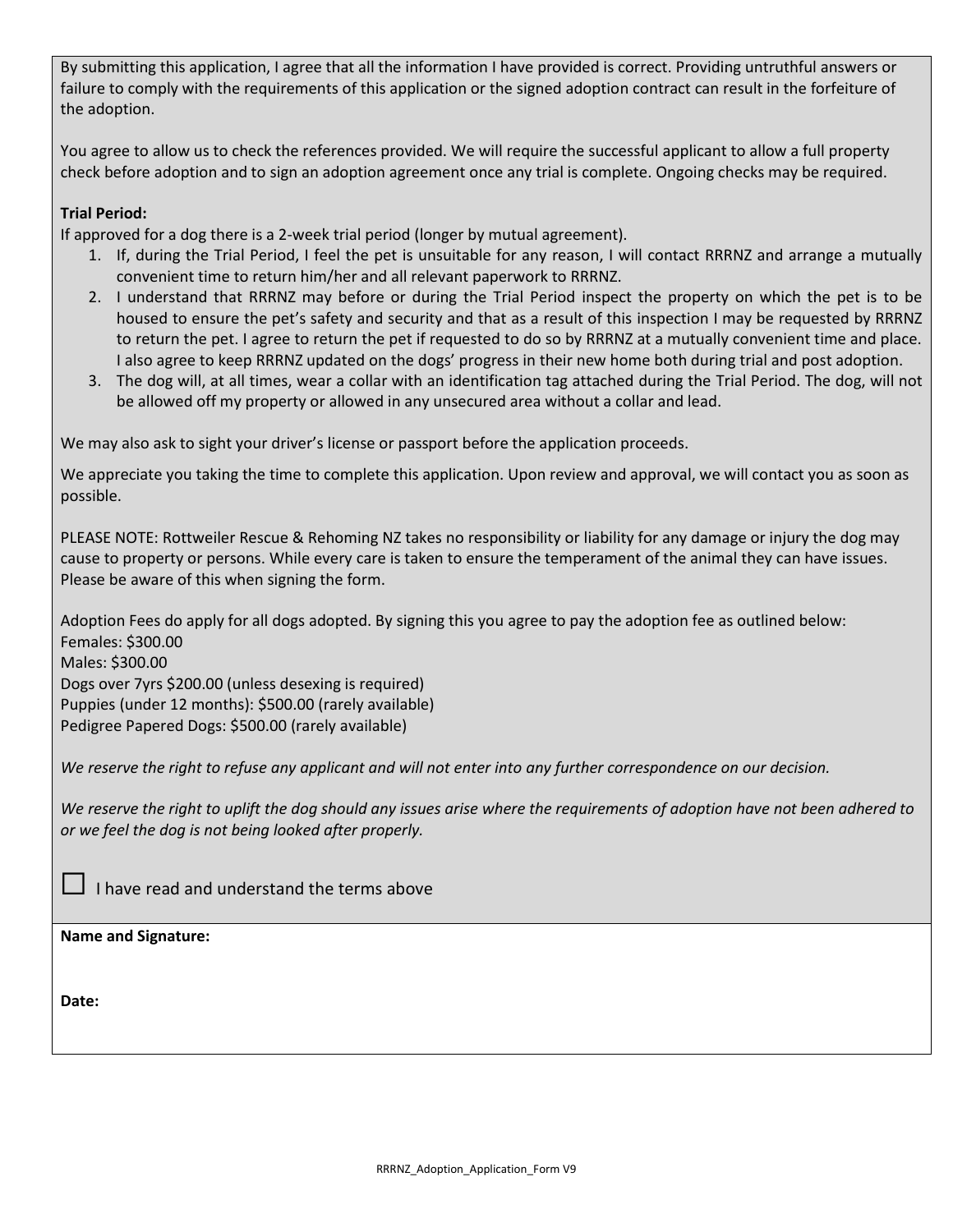By submitting this application, I agree that all the information I have provided is correct. Providing untruthful answers or failure to comply with the requirements of this application or the signed adoption contract can result in the forfeiture of the adoption.

You agree to allow us to check the references provided. We will require the successful applicant to allow a full property check before adoption and to sign an adoption agreement once any trial is complete. Ongoing checks may be required.

**Trial Period:**
If approved for a dog there is a 2-week trial period (longer by mutual agreement).

1. If, during the Trial Period, I feel the pet is unsuitable for any reason, I will contact RRRNZ and arrange a mutually convenient time to return him/her and all relevant paperwork to RRRNZ.
2. I understand that RRRNZ may before or during the Trial Period inspect the property on which the pet is to be housed to ensure the pet's safety and security and that as a result of this inspection I may be requested by RRRNZ to return the pet. I agree to return the pet if requested to do so by RRRNZ at a mutually convenient time and place. I also agree to keep RRRNZ updated on the dogs' progress in their new home both during trial and post adoption.
3. The dog will, at all times, wear a collar with an identification tag attached during the Trial Period. The dog, will not be allowed off my property or allowed in any unsecured area without a collar and lead.

We may also ask to sight your driver's license or passport before the application proceeds.

We appreciate you taking the time to complete this application. Upon review and approval, we will contact you as soon as possible.

PLEASE NOTE: Rottweiler Rescue & Rehoming NZ takes no responsibility or liability for any damage or injury the dog may cause to property or persons. While every care is taken to ensure the temperament of the animal they can have issues. Please be aware of this when signing the form.

Adoption Fees do apply for all dogs adopted. By signing this you agree to pay the adoption fee as outlined below:
Females: $300.00
Males: $300.00
Dogs over 7yrs $200.00 (unless desexing is required)
Puppies (under 12 months): $500.00 (rarely available)
Pedigree Papered Dogs: $500.00 (rarely available)

*We reserve the right to refuse any applicant and will not enter into any further correspondence on our decision.*

*We reserve the right to uplift the dog should any issues arise where the requirements of adoption have not been adhered to or we feel the dog is not being looked after properly.*

☐ I have read and understand the terms above

**Name and Signature:**

**Date:**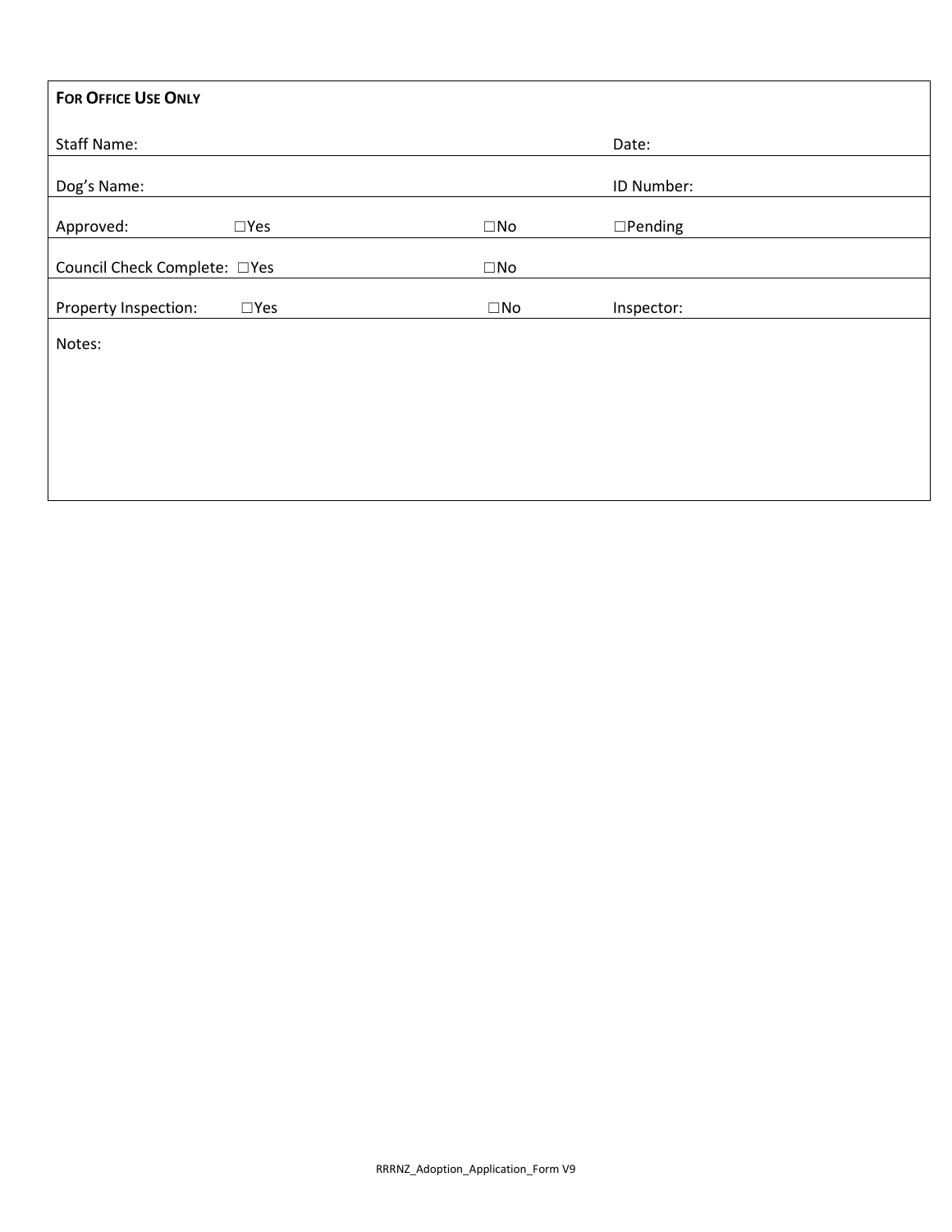| **For Office Use Only** | | | |
|---|---|---|---|
| Staff Name: | | | Date: |
| Dog's Name: | | | ID Number: |
| Approved: | ☐Yes | ☐No | ☐Pending |
| Council Check Complete: | ☐Yes | ☐No | |
| Property Inspection: | ☐Yes | ☐No | Inspector: |
| Notes: | | | |

RRRNZ_Adoption_Application_Form V9